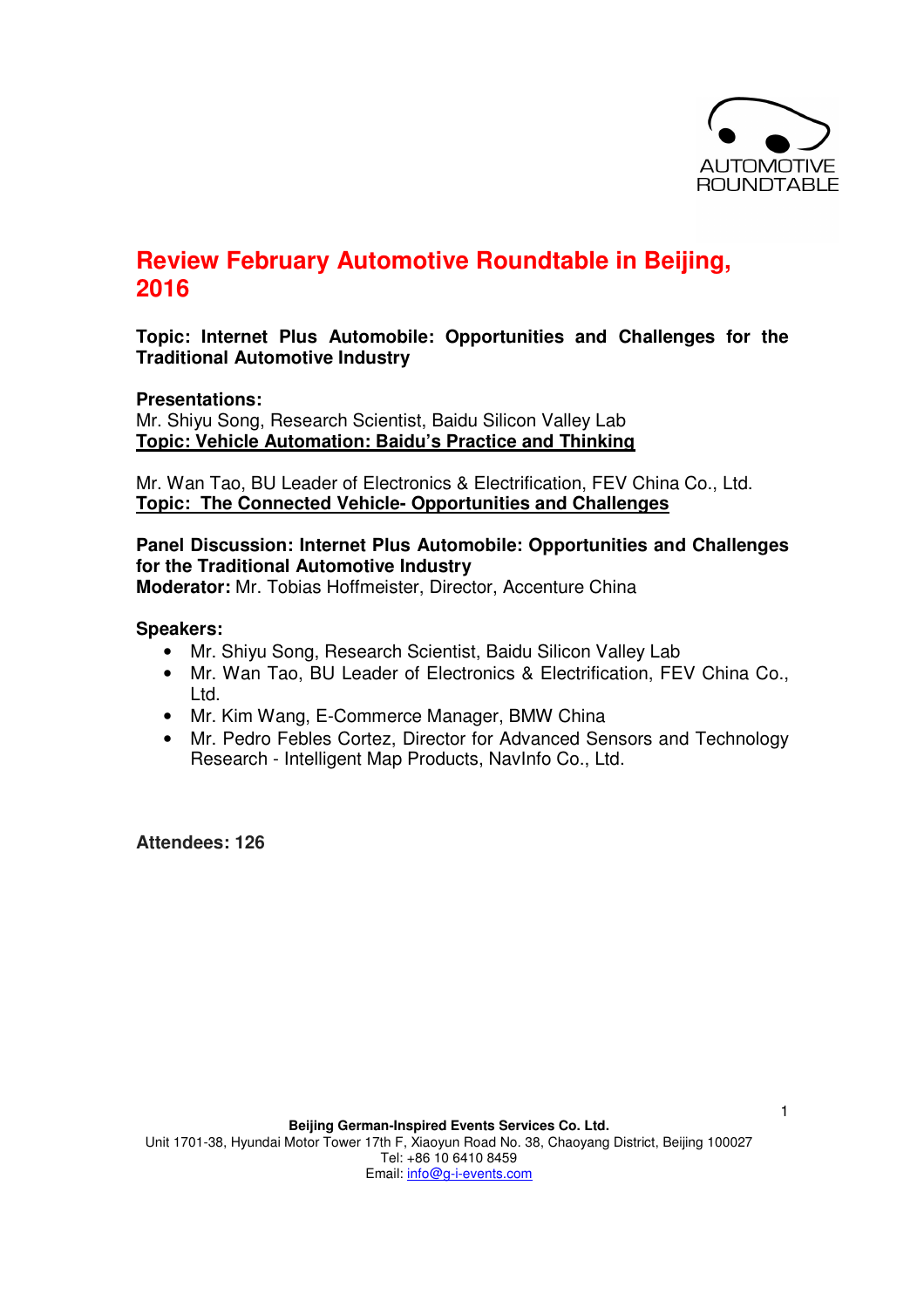# Review February Automotive Roundtable in Beijing, 2016

**Topic: Internet Plus Automobile: Opportunities and Challenges for the Traditional Automotive Industry**

**Presentations:**
Mr. Shiyu Song, Research Scientist, Baidu Silicon Valley Lab
**Topic: Vehicle Automation: Baidu's Practice and Thinking**

Mr. Wan Tao, BU Leader of Electronics & Electrification, FEV China Co., Ltd.
**Topic: The Connected Vehicle- Opportunities and Challenges**

**Panel Discussion: Internet Plus Automobile: Opportunities and Challenges for the Traditional Automotive Industry**
**Moderator:** Mr. Tobias Hoffmeister, Director, Accenture China

**Speakers:**

- Mr. Shiyu Song, Research Scientist, Baidu Silicon Valley Lab
- Mr. Wan Tao, BU Leader of Electronics & Electrification, FEV China Co., Ltd.
- Mr. Kim Wang, E-Commerce Manager, BMW China
- Mr. Pedro Febles Cortez, Director for Advanced Sensors and Technology Research - Intelligent Map Products, NavInfo Co., Ltd.

**Attendees: 126**

**Beijing German-Inspired Events Services Co. Ltd.**
Unit 1701-38, Hyundai Motor Tower 17th F, Xiaoyun Road No. 38, Chaoyang District, Beijing 100027
Tel: +86 10 6410 8459
Email: info@g-i-events.com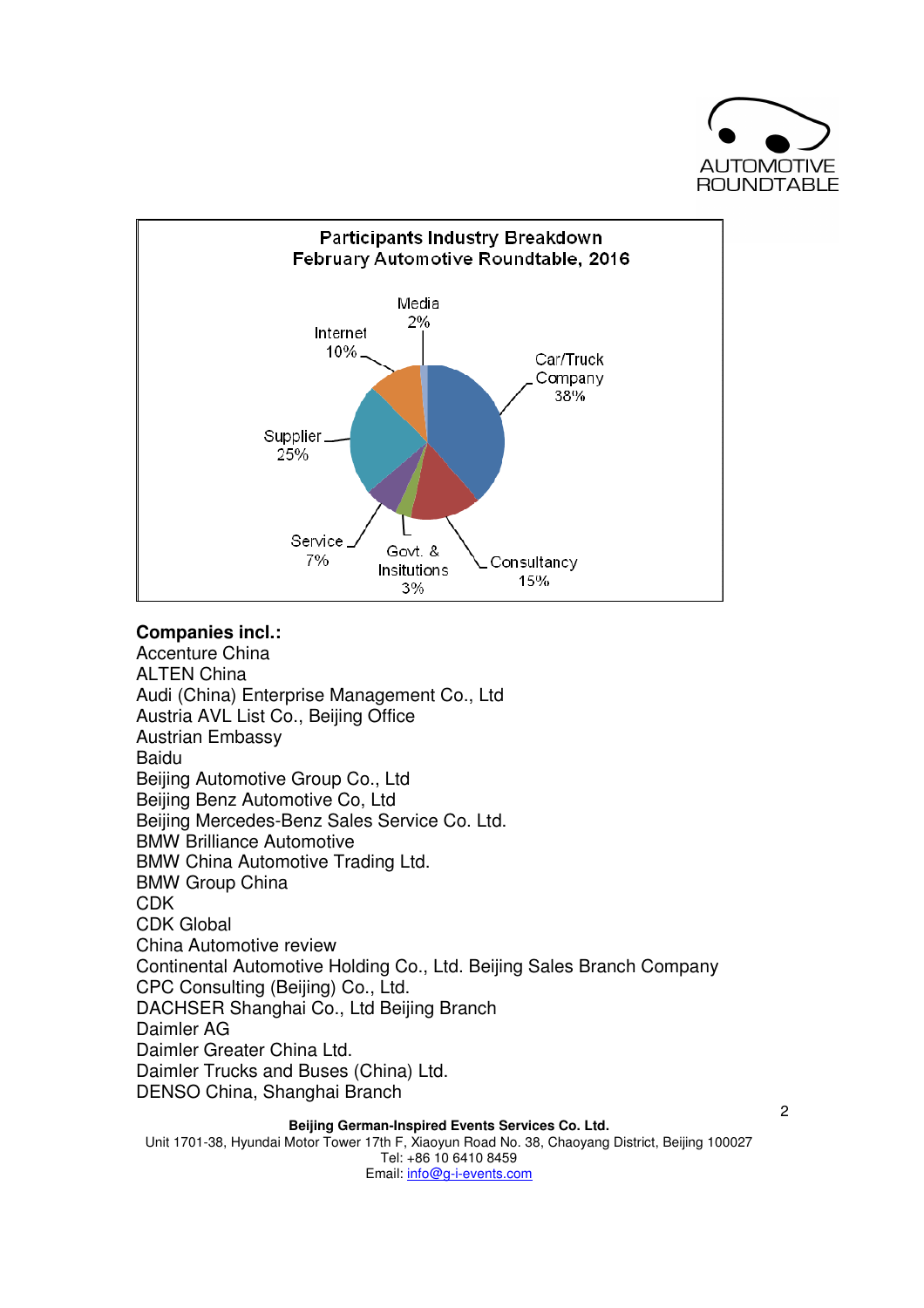**Participants Industry Breakdown**
**February Automotive Roundtable, 2016**

| Industry | Share |
|---|---|
| Car/Truck Company | 38% |
| Supplier | 25% |
| Consultancy | 15% |
| Internet | 10% |
| Service | 7% |
| Govt. & Insitutions | 3% |
| Media | 2% |

**Companies incl.:**

Accenture China
ALTEN China
Audi (China) Enterprise Management Co., Ltd
Austria AVL List Co., Beijing Office
Austrian Embassy
Baidu
Beijing Automotive Group Co., Ltd
Beijing Benz Automotive Co, Ltd
Beijing Mercedes-Benz Sales Service Co. Ltd.
BMW Brilliance Automotive
BMW China Automotive Trading Ltd.
BMW Group China
CDK
CDK Global
China Automotive review
Continental Automotive Holding Co., Ltd. Beijing Sales Branch Company
CPC Consulting (Beijing) Co., Ltd.
DACHSER Shanghai Co., Ltd Beijing Branch
Daimler AG
Daimler Greater China Ltd.
Daimler Trucks and Buses (China) Ltd.
DENSO China, Shanghai Branch

**Beijing German-Inspired Events Services Co. Ltd.**
Unit 1701-38, Hyundai Motor Tower 17th F, Xiaoyun Road No. 38, Chaoyang District, Beijing 100027
Tel: +86 10 6410 8459
Email: info@g-i-events.com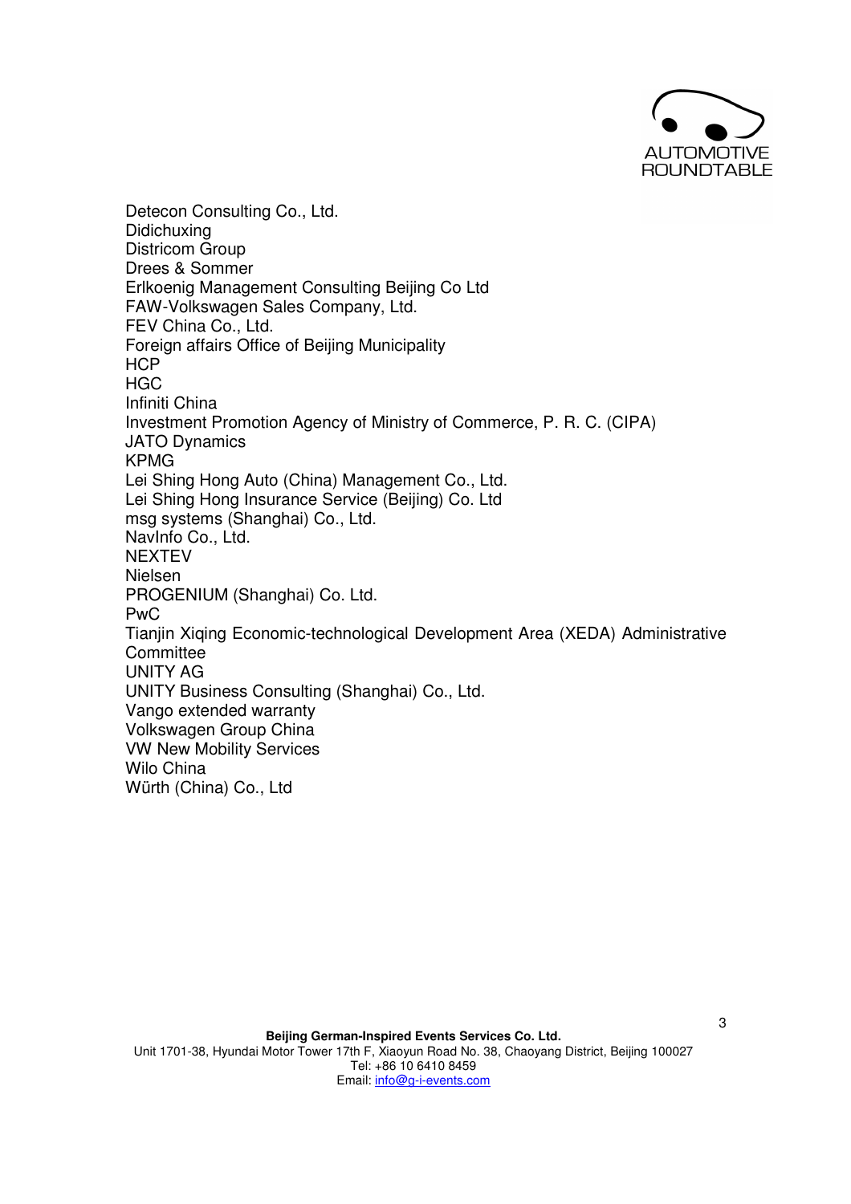Detecon Consulting Co., Ltd.
Didichuxing
Districom Group
Drees & Sommer
Erlkoenig Management Consulting Beijing Co Ltd
FAW-Volkswagen Sales Company, Ltd.
FEV China Co., Ltd.
Foreign affairs Office of Beijing Municipality
HCP
HGC
Infiniti China
Investment Promotion Agency of Ministry of Commerce, P. R. C. (CIPA)
JATO Dynamics
KPMG
Lei Shing Hong Auto (China) Management Co., Ltd.
Lei Shing Hong Insurance Service (Beijing) Co. Ltd
msg systems (Shanghai) Co., Ltd.
NavInfo Co., Ltd.
NEXTEV
Nielsen
PROGENIUM (Shanghai) Co. Ltd.
PwC
Tianjin Xiqing Economic-technological Development Area (XEDA) Administrative Committee
UNITY AG
UNITY Business Consulting (Shanghai) Co., Ltd.
Vango extended warranty
Volkswagen Group China
VW New Mobility Services
Wilo China
Würth (China) Co., Ltd